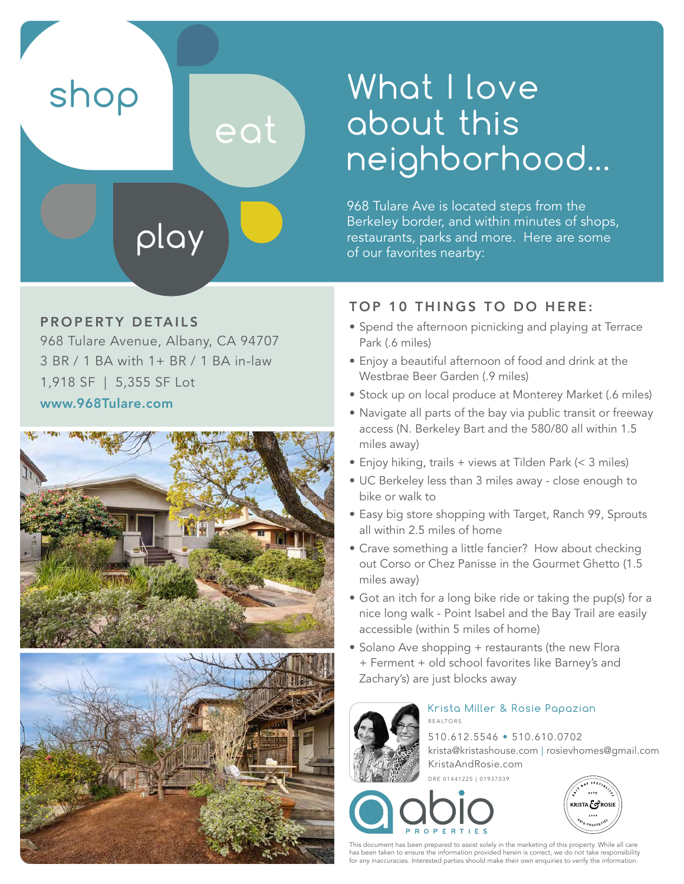shop

eat

play

# What I love about this neighborhood...

968 Tulare Ave is located steps from the Berkeley border, and within minutes of shops, restaurants, parks and more. Here are some of our favorites nearby:

## PROPERTY DETAILS

968 Tulare Avenue, Albany, CA 94707
3 BR / 1 BA with 1+ BR / 1 BA in-law
1,918 SF | 5,355 SF Lot
**www.968Tulare.com**

## TOP 10 THINGS TO DO HERE:

- Spend the afternoon picnicking and playing at Terrace Park (.6 miles)
- Enjoy a beautiful afternoon of food and drink at the Westbrae Beer Garden (.9 miles)
- Stock up on local produce at Monterey Market (.6 miles)
- Navigate all parts of the bay via public transit or freeway access (N. Berkeley Bart and the 580/80 all within 1.5 miles away)
- Enjoy hiking, trails + views at Tilden Park (< 3 miles)
- UC Berkeley less than 3 miles away - close enough to bike or walk to
- Easy big store shopping with Target, Ranch 99, Sprouts all within 2.5 miles of home
- Crave something a little fancier? How about checking out Corso or Chez Panisse in the Gourmet Ghetto (1.5 miles away)
- Got an itch for a long bike ride or taking the pup(s) for a nice long walk - Point Isabel and the Bay Trail are easily accessible (within 5 miles of home)
- Solano Ave shopping + restaurants (the new Flora + Ferment + old school favorites like Barney's and Zachary's) are just blocks away

Krista Miller & Rosie Papazian
REALTORS
510.612.5546 • 510.610.0702
krista@kristashouse.com | rosievhomes@gmail.com
KristaAndRosie.com
DRE 01441225 | 01937039

abio PROPERTIES

KRISTA & ROSIE — EAST BAY SPECIALISTS — ESTD 2004 — ABIO PROPERTIES

This document has been prepared to assist solely in the marketing of this property. While all care has been taken to ensure the information provided herein is correct, we do not take responsibility for any inaccuracies. Interested parties should make their own enquiries to verify the information.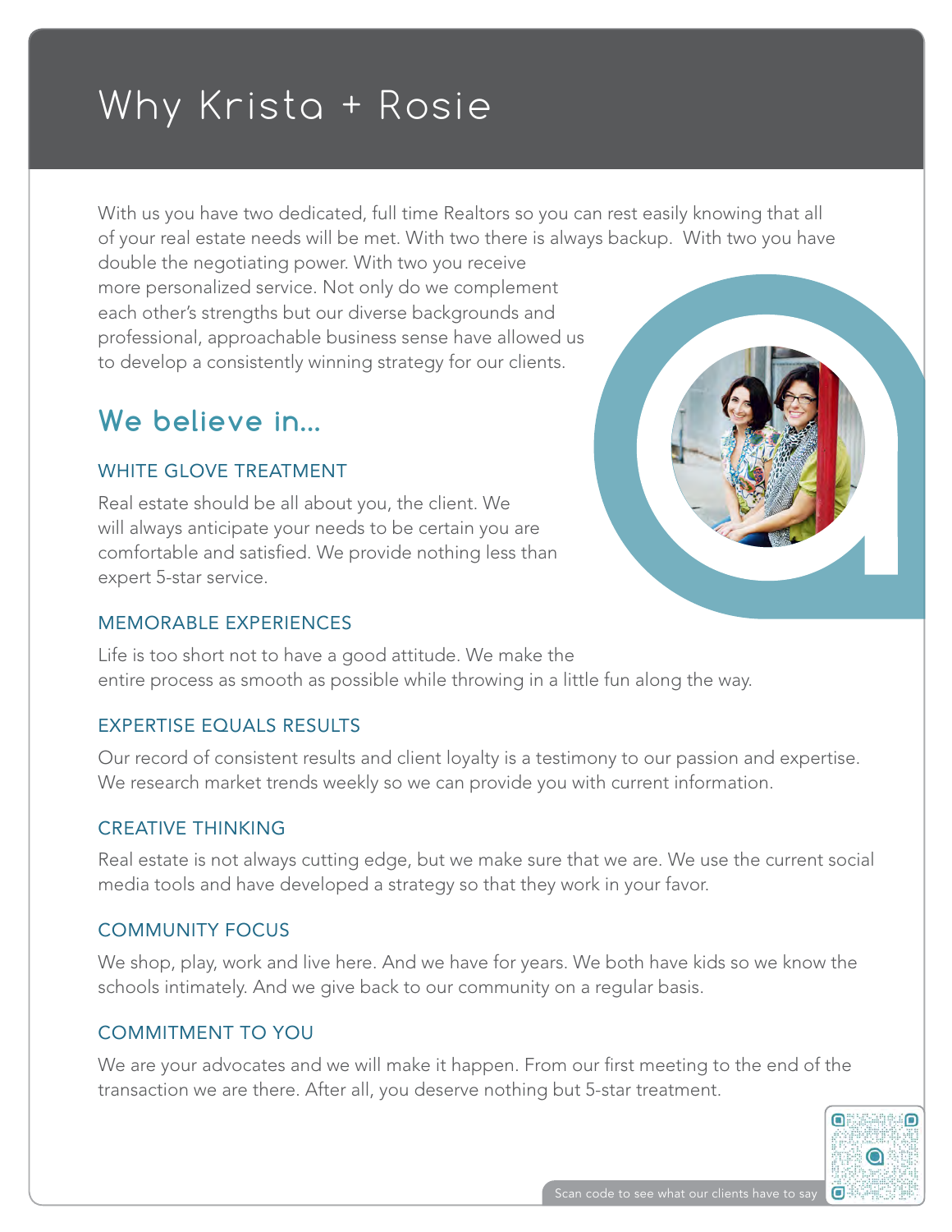# Why Krista + Rosie

With us you have two dedicated, full time Realtors so you can rest easily knowing that all of your real estate needs will be met. With two there is always backup. With two you have double the negotiating power. With two you receive more personalized service. Not only do we complement each other's strengths but our diverse backgrounds and professional, approachable business sense have allowed us to develop a consistently winning strategy for our clients.

## We believe in...

### WHITE GLOVE TREATMENT

Real estate should be all about you, the client. We will always anticipate your needs to be certain you are comfortable and satisfied. We provide nothing less than expert 5-star service.

### MEMORABLE EXPERIENCES

Life is too short not to have a good attitude. We make the entire process as smooth as possible while throwing in a little fun along the way.

### EXPERTISE EQUALS RESULTS

Our record of consistent results and client loyalty is a testimony to our passion and expertise. We research market trends weekly so we can provide you with current information.

### CREATIVE THINKING

Real estate is not always cutting edge, but we make sure that we are. We use the current social media tools and have developed a strategy so that they work in your favor.

### COMMUNITY FOCUS

We shop, play, work and live here. And we have for years. We both have kids so we know the schools intimately. And we give back to our community on a regular basis.

### COMMITMENT TO YOU

We are your advocates and we will make it happen. From our first meeting to the end of the transaction we are there. After all, you deserve nothing but 5-star treatment.

Scan code to see what our clients have to say